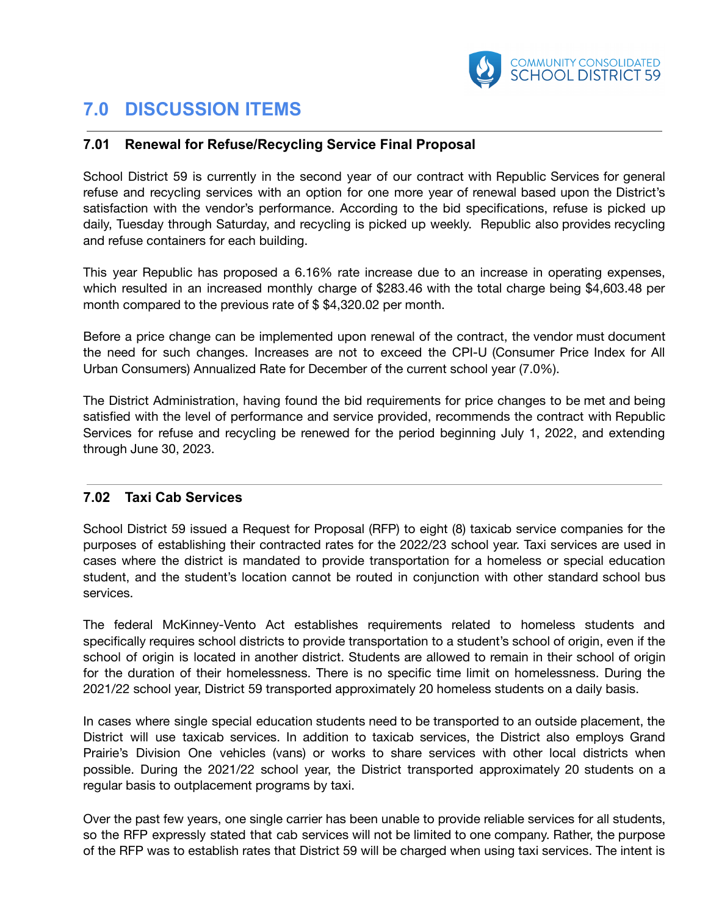# 7.0 DISCUSSION ITEMS

## 7.01 Renewal for Refuse/Recycling Service Final Proposal

School District 59 is currently in the second year of our contract with Republic Services for general refuse and recycling services with an option for one more year of renewal based upon the District's satisfaction with the vendor's performance. According to the bid specifications, refuse is picked up daily, Tuesday through Saturday, and recycling is picked up weekly. Republic also provides recycling and refuse containers for each building.

This year Republic has proposed a 6.16% rate increase due to an increase in operating expenses, which resulted in an increased monthly charge of $283.46 with the total charge being $4,603.48 per month compared to the previous rate of $ $4,320.02 per month.

Before a price change can be implemented upon renewal of the contract, the vendor must document the need for such changes. Increases are not to exceed the CPI-U (Consumer Price Index for All Urban Consumers) Annualized Rate for December of the current school year (7.0%).

The District Administration, having found the bid requirements for price changes to be met and being satisfied with the level of performance and service provided, recommends the contract with Republic Services for refuse and recycling be renewed for the period beginning July 1, 2022, and extending through June 30, 2023.

## 7.02 Taxi Cab Services

School District 59 issued a Request for Proposal (RFP) to eight (8) taxicab service companies for the purposes of establishing their contracted rates for the 2022/23 school year. Taxi services are used in cases where the district is mandated to provide transportation for a homeless or special education student, and the student's location cannot be routed in conjunction with other standard school bus services.

The federal McKinney-Vento Act establishes requirements related to homeless students and specifically requires school districts to provide transportation to a student's school of origin, even if the school of origin is located in another district. Students are allowed to remain in their school of origin for the duration of their homelessness. There is no specific time limit on homelessness. During the 2021/22 school year, District 59 transported approximately 20 homeless students on a daily basis.

In cases where single special education students need to be transported to an outside placement, the District will use taxicab services. In addition to taxicab services, the District also employs Grand Prairie's Division One vehicles (vans) or works to share services with other local districts when possible. During the 2021/22 school year, the District transported approximately 20 students on a regular basis to outplacement programs by taxi.

Over the past few years, one single carrier has been unable to provide reliable services for all students, so the RFP expressly stated that cab services will not be limited to one company. Rather, the purpose of the RFP was to establish rates that District 59 will be charged when using taxi services. The intent is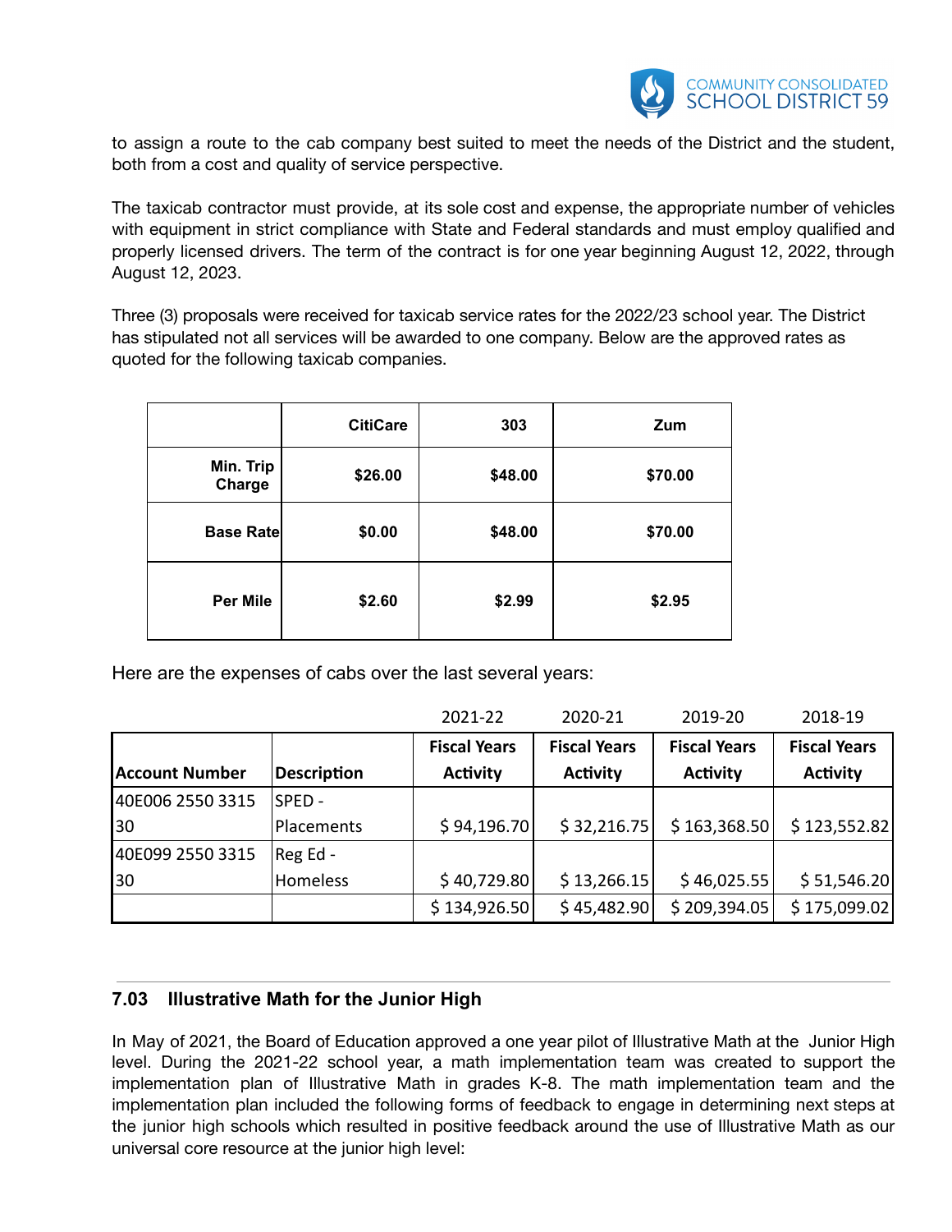to assign a route to the cab company best suited to meet the needs of the District and the student, both from a cost and quality of service perspective.

The taxicab contractor must provide, at its sole cost and expense, the appropriate number of vehicles with equipment in strict compliance with State and Federal standards and must employ qualified and properly licensed drivers. The term of the contract is for one year beginning August 12, 2022, through August 12, 2023.

Three (3) proposals were received for taxicab service rates for the 2022/23 school year. The District has stipulated not all services will be awarded to one company. Below are the approved rates as quoted for the following taxicab companies.

| | CitiCare | 303 | Zum |
|---|---|---|---|
| **Min. Trip Charge** | **$26.00** | **$48.00** | **$70.00** |
| **Base Rate** | **$0.00** | **$48.00** | **$70.00** |
| **Per Mile** | **$2.60** | **$2.99** | **$2.95** |

Here are the expenses of cabs over the last several years:

| | | 2021-22 | 2020-21 | 2019-20 | 2018-19 |
|---|---|---|---|---|---|
| **Account Number** | **Description** | **Fiscal Years Activity** | **Fiscal Years Activity** | **Fiscal Years Activity** | **Fiscal Years Activity** |
| 40E006 2550 3315 30 | SPED - Placements | $ 94,196.70 | $ 32,216.75 | $ 163,368.50 | $ 123,552.82 |
| 40E099 2550 3315 30 | Reg Ed - Homeless | $ 40,729.80 | $ 13,266.15 | $ 46,025.55 | $ 51,546.20 |
| | | $ 134,926.50 | $ 45,482.90 | $ 209,394.05 | $ 175,099.02 |

### 7.03 Illustrative Math for the Junior High

In May of 2021, the Board of Education approved a one year pilot of Illustrative Math at the Junior High level. During the 2021-22 school year, a math implementation team was created to support the implementation plan of Illustrative Math in grades K-8. The math implementation team and the implementation plan included the following forms of feedback to engage in determining next steps at the junior high schools which resulted in positive feedback around the use of Illustrative Math as our universal core resource at the junior high level: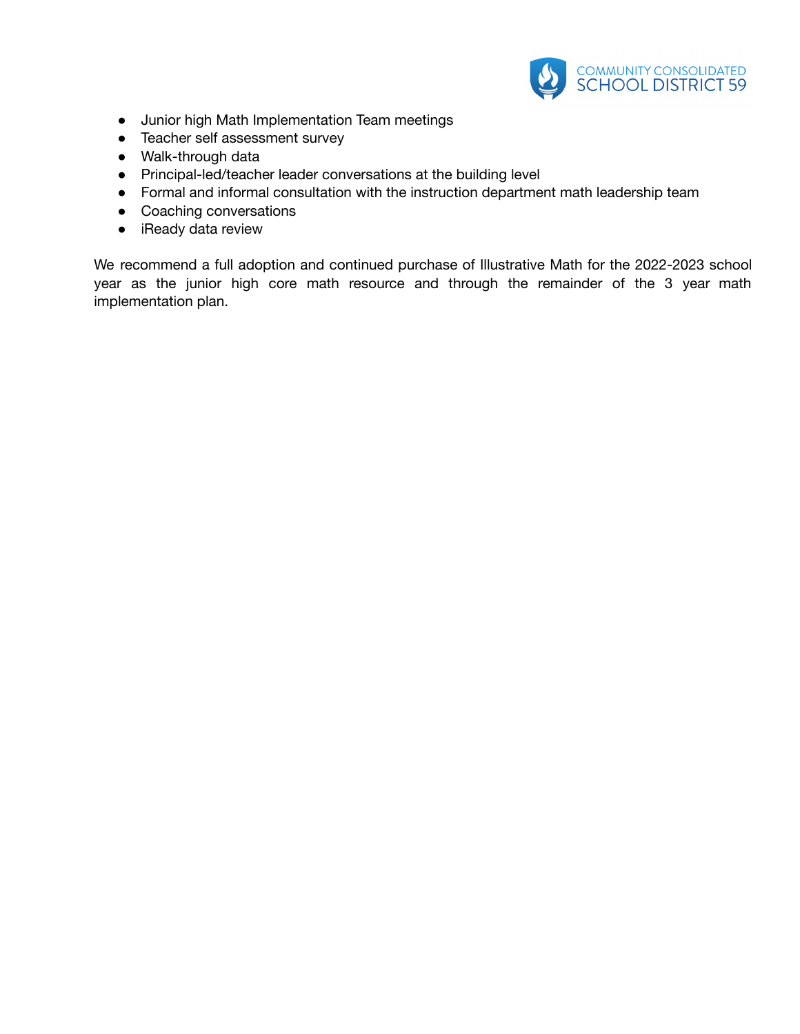- Junior high Math Implementation Team meetings
- Teacher self assessment survey
- Walk-through data
- Principal-led/teacher leader conversations at the building level
- Formal and informal consultation with the instruction department math leadership team
- Coaching conversations
- iReady data review

We recommend a full adoption and continued purchase of Illustrative Math for the 2022-2023 school year as the junior high core math resource and through the remainder of the 3 year math implementation plan.